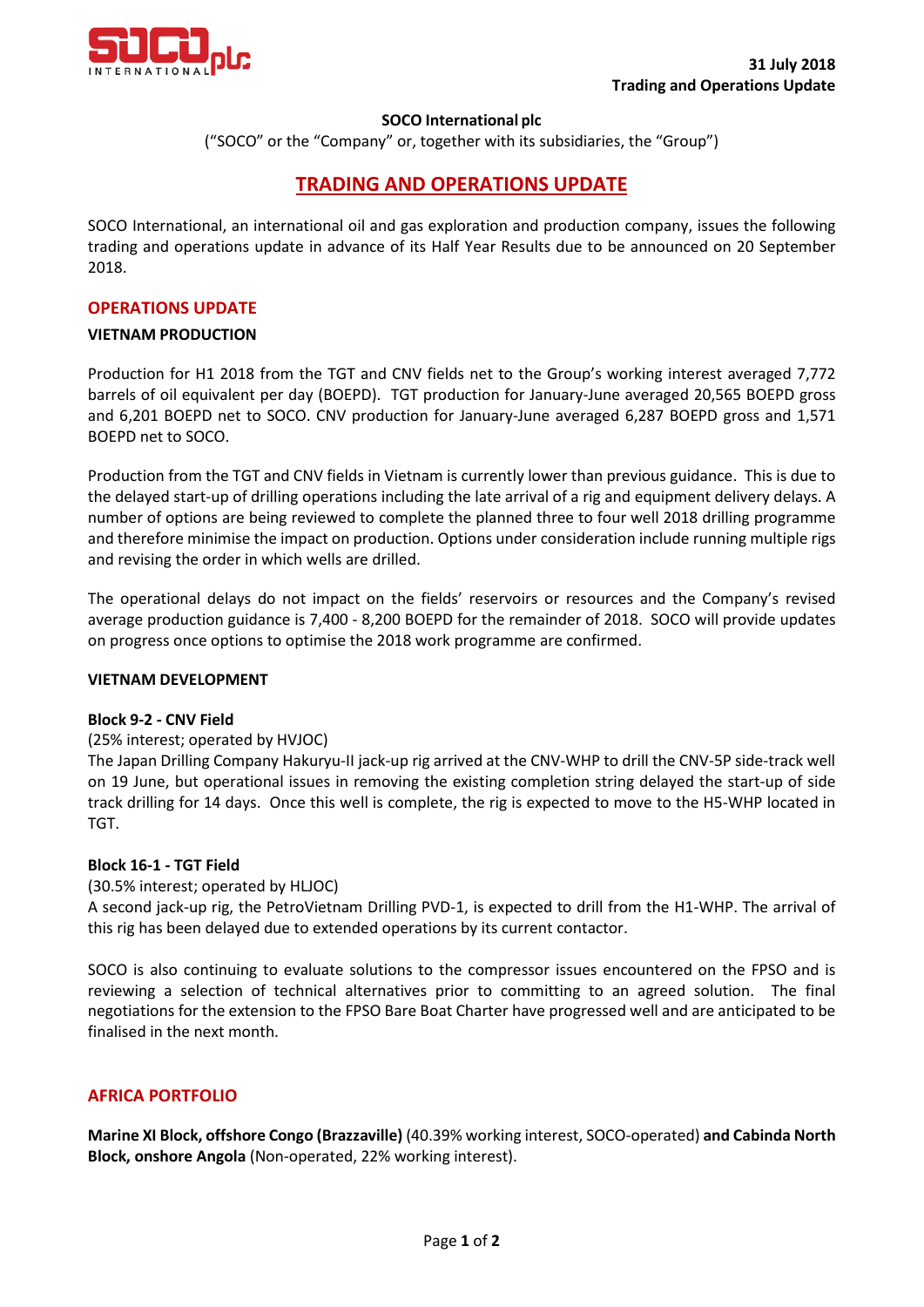**31 July 2018**
**Trading and Operations Update**

**SOCO International plc**

("SOCO" or the "Company" or, together with its subsidiaries, the "Group")

# TRADING AND OPERATIONS UPDATE

SOCO International, an international oil and gas exploration and production company, issues the following trading and operations update in advance of its Half Year Results due to be announced on 20 September 2018.

## OPERATIONS UPDATE

### VIETNAM PRODUCTION

Production for H1 2018 from the TGT and CNV fields net to the Group's working interest averaged 7,772 barrels of oil equivalent per day (BOEPD). TGT production for January-June averaged 20,565 BOEPD gross and 6,201 BOEPD net to SOCO. CNV production for January-June averaged 6,287 BOEPD gross and 1,571 BOEPD net to SOCO.

Production from the TGT and CNV fields in Vietnam is currently lower than previous guidance. This is due to the delayed start-up of drilling operations including the late arrival of a rig and equipment delivery delays. A number of options are being reviewed to complete the planned three to four well 2018 drilling programme and therefore minimise the impact on production. Options under consideration include running multiple rigs and revising the order in which wells are drilled.

The operational delays do not impact on the fields' reservoirs or resources and the Company's revised average production guidance is 7,400 - 8,200 BOEPD for the remainder of 2018. SOCO will provide updates on progress once options to optimise the 2018 work programme are confirmed.

### VIETNAM DEVELOPMENT

**Block 9-2 - CNV Field**

(25% interest; operated by HVJOC)

The Japan Drilling Company Hakuryu-II jack-up rig arrived at the CNV-WHP to drill the CNV-5P side-track well on 19 June, but operational issues in removing the existing completion string delayed the start-up of side track drilling for 14 days. Once this well is complete, the rig is expected to move to the H5-WHP located in TGT.

**Block 16-1 - TGT Field**

(30.5% interest; operated by HLJOC)

A second jack-up rig, the PetroVietnam Drilling PVD-1, is expected to drill from the H1-WHP. The arrival of this rig has been delayed due to extended operations by its current contactor.

SOCO is also continuing to evaluate solutions to the compressor issues encountered on the FPSO and is reviewing a selection of technical alternatives prior to committing to an agreed solution. The final negotiations for the extension to the FPSO Bare Boat Charter have progressed well and are anticipated to be finalised in the next month.

## AFRICA PORTFOLIO

**Marine XI Block, offshore Congo (Brazzaville)** (40.39% working interest, SOCO-operated) **and Cabinda North Block, onshore Angola** (Non-operated, 22% working interest).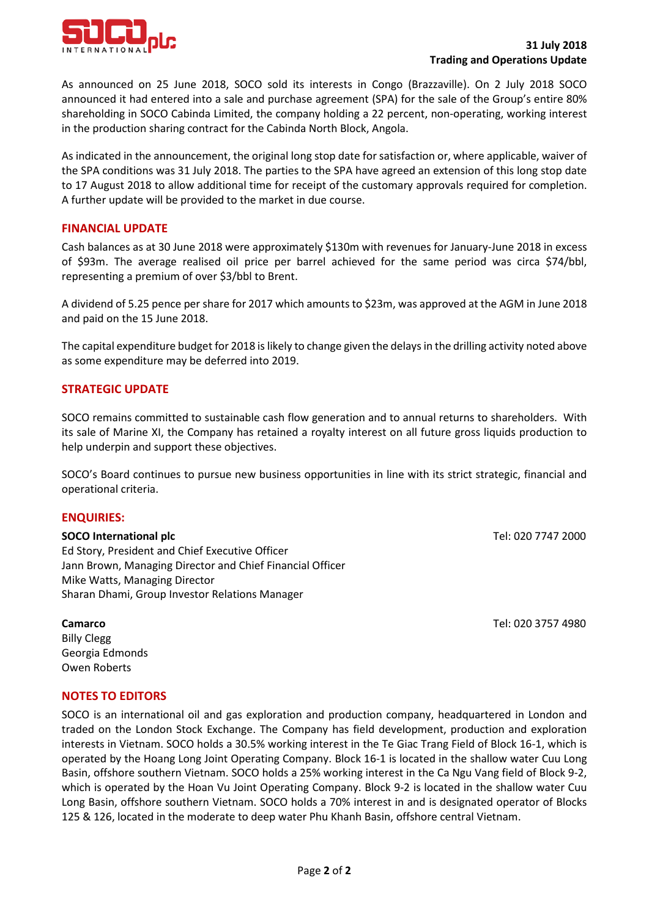**31 July 2018**
**Trading and Operations Update**

As announced on 25 June 2018, SOCO sold its interests in Congo (Brazzaville). On 2 July 2018 SOCO announced it had entered into a sale and purchase agreement (SPA) for the sale of the Group's entire 80% shareholding in SOCO Cabinda Limited, the company holding a 22 percent, non-operating, working interest in the production sharing contract for the Cabinda North Block, Angola.

As indicated in the announcement, the original long stop date for satisfaction or, where applicable, waiver of the SPA conditions was 31 July 2018. The parties to the SPA have agreed an extension of this long stop date to 17 August 2018 to allow additional time for receipt of the customary approvals required for completion. A further update will be provided to the market in due course.

## FINANCIAL UPDATE

Cash balances as at 30 June 2018 were approximately $130m with revenues for January-June 2018 in excess of $93m. The average realised oil price per barrel achieved for the same period was circa $74/bbl, representing a premium of over $3/bbl to Brent.

A dividend of 5.25 pence per share for 2017 which amounts to $23m, was approved at the AGM in June 2018 and paid on the 15 June 2018.

The capital expenditure budget for 2018 is likely to change given the delays in the drilling activity noted above as some expenditure may be deferred into 2019.

## STRATEGIC UPDATE

SOCO remains committed to sustainable cash flow generation and to annual returns to shareholders. With its sale of Marine XI, the Company has retained a royalty interest on all future gross liquids production to help underpin and support these objectives.

SOCO's Board continues to pursue new business opportunities in line with its strict strategic, financial and operational criteria.

## ENQUIRIES:

**SOCO International plc** Tel: 020 7747 2000
Ed Story, President and Chief Executive Officer
Jann Brown, Managing Director and Chief Financial Officer
Mike Watts, Managing Director
Sharan Dhami, Group Investor Relations Manager

**Camarco** Tel: 020 3757 4980
Billy Clegg
Georgia Edmonds
Owen Roberts

## NOTES TO EDITORS

SOCO is an international oil and gas exploration and production company, headquartered in London and traded on the London Stock Exchange. The Company has field development, production and exploration interests in Vietnam. SOCO holds a 30.5% working interest in the Te Giac Trang Field of Block 16-1, which is operated by the Hoang Long Joint Operating Company. Block 16-1 is located in the shallow water Cuu Long Basin, offshore southern Vietnam. SOCO holds a 25% working interest in the Ca Ngu Vang field of Block 9-2, which is operated by the Hoan Vu Joint Operating Company. Block 9-2 is located in the shallow water Cuu Long Basin, offshore southern Vietnam. SOCO holds a 70% interest in and is designated operator of Blocks 125 & 126, located in the moderate to deep water Phu Khanh Basin, offshore central Vietnam.